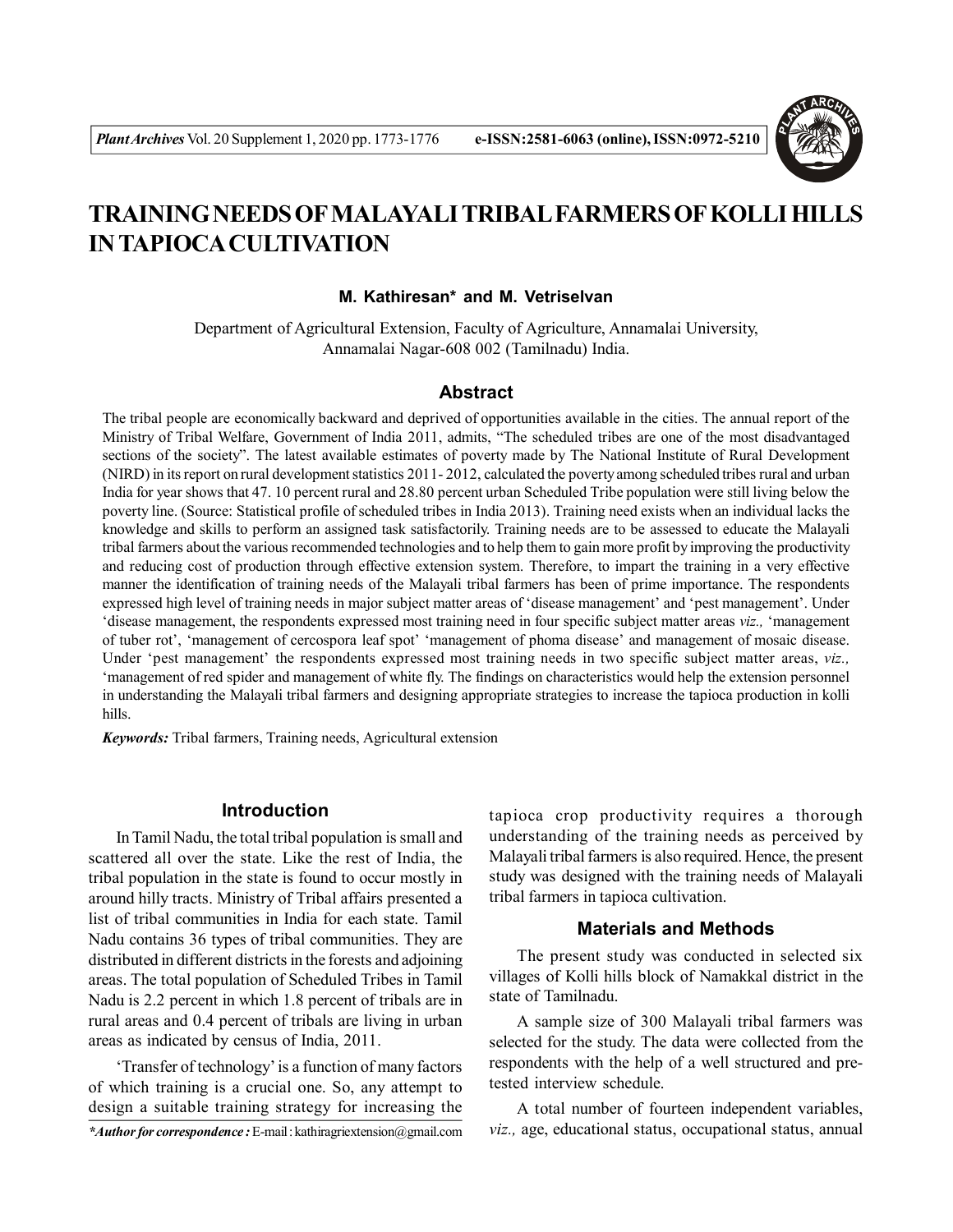# TRAINING NEEDS OF MALAYALI TRIBAL FARMERS OF KOLLI HILLS IN TAPIOCA CULTIVATION

**M. Kathiresan* and M. Vetriselvan**

Department of Agricultural Extension, Faculty of Agriculture, Annamalai University, Annamalai Nagar-608 002 (Tamilnadu) India.

## Abstract

The tribal people are economically backward and deprived of opportunities available in the cities. The annual report of the Ministry of Tribal Welfare, Government of India 2011, admits, "The scheduled tribes are one of the most disadvantaged sections of the society". The latest available estimates of poverty made by The National Institute of Rural Development (NIRD) in its report on rural development statistics 2011- 2012, calculated the poverty among scheduled tribes rural and urban India for year shows that 47. 10 percent rural and 28.80 percent urban Scheduled Tribe population were still living below the poverty line. (Source: Statistical profile of scheduled tribes in India 2013). Training need exists when an individual lacks the knowledge and skills to perform an assigned task satisfactorily. Training needs are to be assessed to educate the Malayali tribal farmers about the various recommended technologies and to help them to gain more profit by improving the productivity and reducing cost of production through effective extension system. Therefore, to impart the training in a very effective manner the identification of training needs of the Malayali tribal farmers has been of prime importance. The respondents expressed high level of training needs in major subject matter areas of 'disease management' and 'pest management'. Under 'disease management, the respondents expressed most training need in four specific subject matter areas *viz.,* 'management of tuber rot', 'management of cercospora leaf spot' 'management of phoma disease' and management of mosaic disease. Under 'pest management' the respondents expressed most training needs in two specific subject matter areas, *viz.,* 'management of red spider and management of white fly. The findings on characteristics would help the extension personnel in understanding the Malayali tribal farmers and designing appropriate strategies to increase the tapioca production in kolli hills.

***Keywords:*** Tribal farmers, Training needs, Agricultural extension

## Introduction

In Tamil Nadu, the total tribal population is small and scattered all over the state. Like the rest of India, the tribal population in the state is found to occur mostly in around hilly tracts. Ministry of Tribal affairs presented a list of tribal communities in India for each state. Tamil Nadu contains 36 types of tribal communities. They are distributed in different districts in the forests and adjoining areas. The total population of Scheduled Tribes in Tamil Nadu is 2.2 percent in which 1.8 percent of tribals are in rural areas and 0.4 percent of tribals are living in urban areas as indicated by census of India, 2011.

'Transfer of technology' is a function of many factors of which training is a crucial one. So, any attempt to design a suitable training strategy for increasing the tapioca crop productivity requires a thorough understanding of the training needs as perceived by Malayali tribal farmers is also required. Hence, the present study was designed with the training needs of Malayali tribal farmers in tapioca cultivation.

## Materials and Methods

The present study was conducted in selected six villages of Kolli hills block of Namakkal district in the state of Tamilnadu.

A sample size of 300 Malayali tribal farmers was selected for the study. The data were collected from the respondents with the help of a well structured and pre-tested interview schedule.

A total number of fourteen independent variables, *viz.,* age, educational status, occupational status, annual

***Author for correspondence :** E-mail : kathiragriextension@gmail.com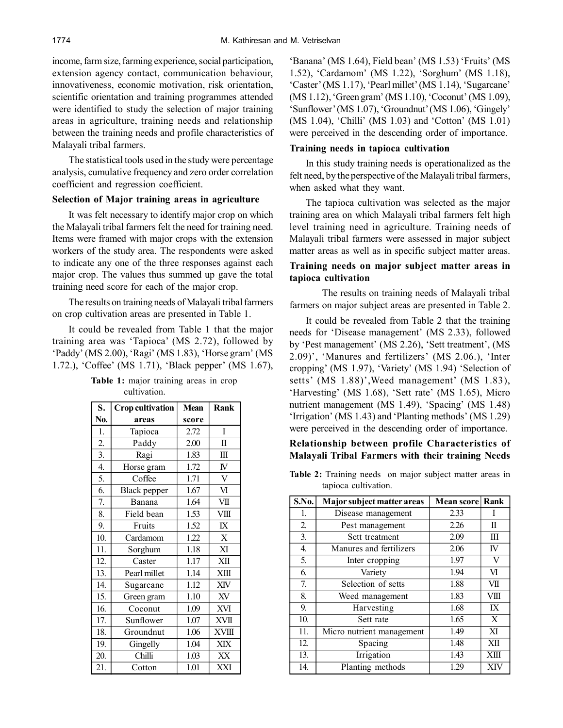income, farm size, farming experience, social participation, extension agency contact, communication behaviour, innovativeness, economic motivation, risk orientation, scientific orientation and training programmes attended were identified to study the selection of major training areas in agriculture, training needs and relationship between the training needs and profile characteristics of Malayali tribal farmers.

The statistical tools used in the study were percentage analysis, cumulative frequency and zero order correlation coefficient and regression coefficient.

### Selection of Major training areas in agriculture

It was felt necessary to identify major crop on which the Malayali tribal farmers felt the need for training need. Items were framed with major crops with the extension workers of the study area. The respondents were asked to indicate any one of the three responses against each major crop. The values thus summed up gave the total training need score for each of the major crop.

The results on training needs of Malayali tribal farmers on crop cultivation areas are presented in Table 1.

It could be revealed from Table 1 that the major training area was 'Tapioca' (MS 2.72), followed by 'Paddy' (MS 2.00), 'Ragi' (MS 1.83), 'Horse gram' (MS 1.72.), 'Coffee' (MS 1.71), 'Black pepper' (MS 1.67), 'Banana' (MS 1.64), Field bean' (MS 1.53) 'Fruits' (MS 1.52), 'Cardamom' (MS 1.22), 'Sorghum' (MS 1.18), 'Caster' (MS 1.17), 'Pearl millet' (MS 1.14), 'Sugarcane' (MS 1.12), 'Green gram' (MS 1.10), 'Coconut' (MS 1.09), 'Sunflower' (MS 1.07), 'Groundnut' (MS 1.06), 'Gingely' (MS 1.04), 'Chilli' (MS 1.03) and 'Cotton' (MS 1.01) were perceived in the descending order of importance.

**Table 1:** major training areas in crop cultivation.

| S. No. | Crop cultivation areas | Mean score | Rank |
|---|---|---|---|
| 1. | Tapioca | 2.72 | I |
| 2. | Paddy | 2.00 | II |
| 3. | Ragi | 1.83 | III |
| 4. | Horse gram | 1.72 | IV |
| 5. | Coffee | 1.71 | V |
| 6. | Black pepper | 1.67 | VI |
| 7. | Banana | 1.64 | VII |
| 8. | Field bean | 1.53 | VIII |
| 9. | Fruits | 1.52 | IX |
| 10. | Cardamom | 1.22 | X |
| 11. | Sorghum | 1.18 | XI |
| 12. | Caster | 1.17 | XII |
| 13. | Pearl millet | 1.14 | XIII |
| 14. | Sugarcane | 1.12 | XIV |
| 15. | Green gram | 1.10 | XV |
| 16. | Coconut | 1.09 | XVI |
| 17. | Sunflower | 1.07 | XVII |
| 18. | Groundnut | 1.06 | XVIII |
| 19. | Gingelly | 1.04 | XIX |
| 20. | Chilli | 1.03 | XX |
| 21. | Cotton | 1.01 | XXI |

### Training needs in tapioca cultivation

In this study training needs is operationalized as the felt need, by the perspective of the Malayali tribal farmers, when asked what they want.

The tapioca cultivation was selected as the major training area on which Malayali tribal farmers felt high level training need in agriculture. Training needs of Malayali tribal farmers were assessed in major subject matter areas as well as in specific subject matter areas.

### Training needs on major subject matter areas in tapioca cultivation

The results on training needs of Malayali tribal farmers on major subject areas are presented in Table 2.

It could be revealed from Table 2 that the training needs for 'Disease management' (MS 2.33), followed by 'Pest management' (MS 2.26), 'Sett treatment', (MS 2.09)', 'Manures and fertilizers' (MS 2.06.), 'Inter cropping' (MS 1.97), 'Variety' (MS 1.94) 'Selection of setts' (MS 1.88)',Weed management' (MS 1.83), 'Harvesting' (MS 1.68), 'Sett rate' (MS 1.65), Micro nutrient management (MS 1.49), 'Spacing' (MS 1.48) 'Irrigation' (MS 1.43) and 'Planting methods' (MS 1.29) were perceived in the descending order of importance.

### Relationship between profile Characteristics of Malayali Tribal Farmers with their training Needs

**Table 2:** Training needs on major subject matter areas in tapioca cultivation.

| S.No. | Major subject matter areas | Mean score | Rank |
|---|---|---|---|
| 1. | Disease management | 2.33 | I |
| 2. | Pest management | 2.26 | II |
| 3. | Sett treatment | 2.09 | III |
| 4. | Manures and fertilizers | 2.06 | IV |
| 5. | Inter cropping | 1.97 | V |
| 6. | Variety | 1.94 | VI |
| 7. | Selection of setts | 1.88 | VII |
| 8. | Weed management | 1.83 | VIII |
| 9. | Harvesting | 1.68 | IX |
| 10. | Sett rate | 1.65 | X |
| 11. | Micro nutrient management | 1.49 | XI |
| 12. | Spacing | 1.48 | XII |
| 13. | Irrigation | 1.43 | XIII |
| 14. | Planting methods | 1.29 | XIV |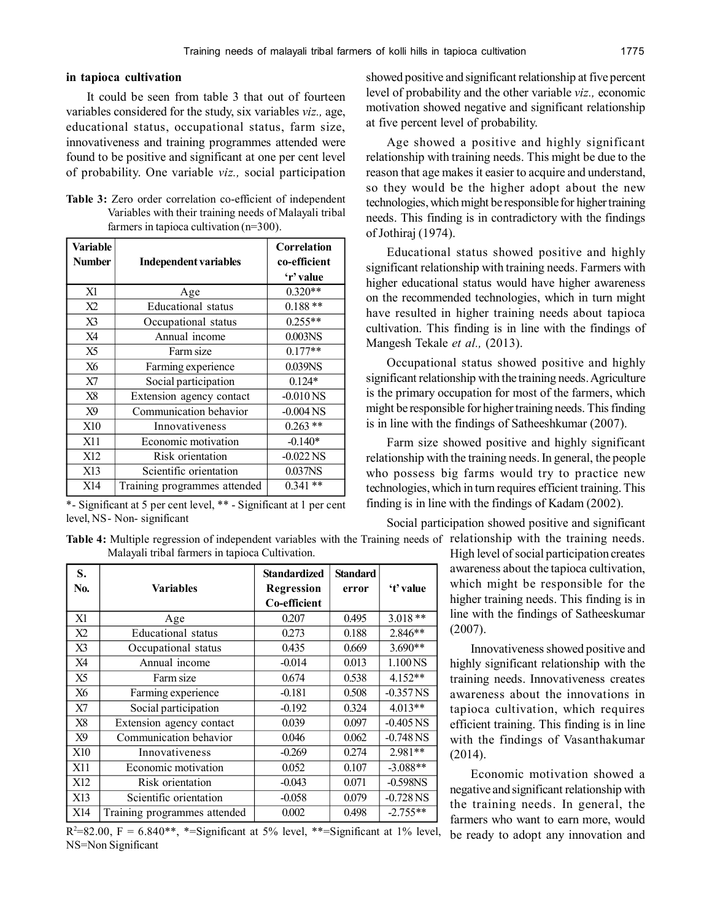**in tapioca cultivation**

It could be seen from table 3 that out of fourteen variables considered for the study, six variables *viz.,* age, educational status, occupational status, farm size, innovativeness and training programmes attended were found to be positive and significant at one per cent level of probability. One variable *viz.,* social participation showed positive and significant relationship at five percent level of probability and the other variable *viz.,* economic motivation showed negative and significant relationship at five percent level of probability.

**Table 3:** Zero order correlation co-efficient of independent Variables with their training needs of Malayali tribal farmers in tapioca cultivation (n=300).

| Variable Number | Independent variables | Correlation co-efficient 'r' value |
|---|---|---|
| X1 | Age | 0.320** |
| X2 | Educational status | 0.188 ** |
| X3 | Occupational status | 0.255** |
| X4 | Annual income | 0.003NS |
| X5 | Farm size | 0.177** |
| X6 | Farming experience | 0.039NS |
| X7 | Social participation | 0.124* |
| X8 | Extension agency contact | -0.010 NS |
| X9 | Communication behavior | -0.004 NS |
| X10 | Innovativeness | 0.263 ** |
| X11 | Economic motivation | -0.140* |
| X12 | Risk orientation | -0.022 NS |
| X13 | Scientific orientation | 0.037NS |
| X14 | Training programmes attended | 0.341 ** |

*- Significant at 5 per cent level, ** - Significant at 1 per cent level, NS- Non- significant

**Table 4:** Multiple regression of independent variables with the Training needs of Malayali tribal farmers in tapioca Cultivation.

| S. No. | Variables | Standardized Regression Co-efficient | Standard error | 't' value |
|---|---|---|---|---|
| X1 | Age | 0.207 | 0.495 | 3.018 ** |
| X2 | Educational status | 0.273 | 0.188 | 2.846** |
| X3 | Occupational status | 0.435 | 0.669 | 3.690** |
| X4 | Annual income | -0.014 | 0.013 | 1.100 NS |
| X5 | Farm size | 0.674 | 0.538 | 4.152** |
| X6 | Farming experience | -0.181 | 0.508 | -0.357 NS |
| X7 | Social participation | -0.192 | 0.324 | 4.013** |
| X8 | Extension agency contact | 0.039 | 0.097 | -0.405 NS |
| X9 | Communication behavior | 0.046 | 0.062 | -0.748 NS |
| X10 | Innovativeness | -0.269 | 0.274 | 2.981** |
| X11 | Economic motivation | 0.052 | 0.107 | -3.088** |
| X12 | Risk orientation | -0.043 | 0.071 | -0.598NS |
| X13 | Scientific orientation | -0.058 | 0.079 | -0.728 NS |
| X14 | Training programmes attended | 0.002 | 0.498 | -2.755** |

$R^2$=82.00, F = 6.840**, *=Significant at 5% level, **=Significant at 1% level, NS=Non Significant

Age showed a positive and highly significant relationship with training needs. This might be due to the reason that age makes it easier to acquire and understand, so they would be the higher adopt about the new technologies, which might be responsible for higher training needs. This finding is in contradictory with the findings of Jothiraj (1974).

Educational status showed positive and highly significant relationship with training needs. Farmers with higher educational status would have higher awareness on the recommended technologies, which in turn might have resulted in higher training needs about tapioca cultivation. This finding is in line with the findings of Mangesh Tekale *et al.,* (2013).

Occupational status showed positive and highly significant relationship with the training needs. Agriculture is the primary occupation for most of the farmers, which might be responsible for higher training needs. This finding is in line with the findings of Satheeshkumar (2007).

Farm size showed positive and highly significant relationship with the training needs. In general, the people who possess big farms would try to practice new technologies, which in turn requires efficient training. This finding is in line with the findings of Kadam (2002).

Social participation showed positive and significant relationship with the training needs. High level of social participation creates awareness about the tapioca cultivation, which might be responsible for the higher training needs. This finding is in line with the findings of Satheeskumar (2007).

Innovativeness showed positive and highly significant relationship with the training needs. Innovativeness creates awareness about the innovations in tapioca cultivation, which requires efficient training. This finding is in line with the findings of Vasanthakumar (2014).

Economic motivation showed a negative and significant relationship with the training needs. In general, the farmers who want to earn more, would be ready to adopt any innovation and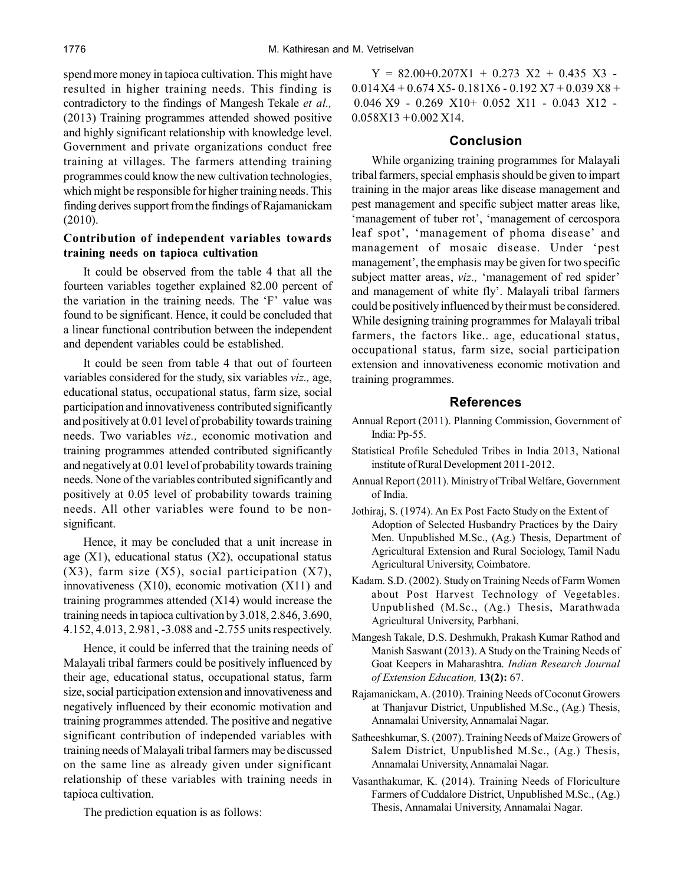spend more money in tapioca cultivation. This might have resulted in higher training needs. This finding is contradictory to the findings of Mangesh Tekale *et al.,* (2013) Training programmes attended showed positive and highly significant relationship with knowledge level. Government and private organizations conduct free training at villages. The farmers attending training programmes could know the new cultivation technologies, which might be responsible for higher training needs. This finding derives support from the findings of Rajamanickam (2010).

### Contribution of independent variables towards training needs on tapioca cultivation

It could be observed from the table 4 that all the fourteen variables together explained 82.00 percent of the variation in the training needs. The 'F' value was found to be significant. Hence, it could be concluded that a linear functional contribution between the independent and dependent variables could be established.

It could be seen from table 4 that out of fourteen variables considered for the study, six variables *viz.,* age, educational status, occupational status, farm size, social participation and innovativeness contributed significantly and positively at 0.01 level of probability towards training needs. Two variables *viz.,* economic motivation and training programmes attended contributed significantly and negatively at 0.01 level of probability towards training needs. None of the variables contributed significantly and positively at 0.05 level of probability towards training needs. All other variables were found to be non-significant.

Hence, it may be concluded that a unit increase in age ($X_1$), educational status ($X_2$), occupational status ($X_3$), farm size ($X_5$), social participation ($X_7$), innovativeness ($X_{10}$), economic motivation ($X_{11}$) and training programmes attended ($X_{14}$) would increase the training needs in tapioca cultivation by 3.018, 2.846, 3.690, 4.152, 4.013, 2.981, -3.088 and -2.755 units respectively.

Hence, it could be inferred that the training needs of Malayali tribal farmers could be positively influenced by their age, educational status, occupational status, farm size, social participation extension and innovativeness and negatively influenced by their economic motivation and training programmes attended. The positive and negative significant contribution of independed variables with training needs of Malayali tribal farmers may be discussed on the same line as already given under significant relationship of these variables with training needs in tapioca cultivation.

The prediction equation is as follows:

$$Y = 82.00+0.207X_1 + 0.273 X_2 + 0.435 X_3 - 0.014X_4 + 0.674 X_5- 0.181X_6 - 0.192 X_7 + 0.039 X_8 + 0.046 X_9 - 0.269 X_{10}+ 0.052 X_{11} - 0.043 X_{12} - 0.058X_{13} +0.002 X_{14}.$$

## Conclusion

While organizing training programmes for Malayali tribal farmers, special emphasis should be given to impart training in the major areas like disease management and pest management and specific subject matter areas like, 'management of tuber rot', 'management of cercospora leaf spot', 'management of phoma disease' and management of mosaic disease. Under 'pest management', the emphasis may be given for two specific subject matter areas, *viz.,* 'management of red spider' and management of white fly'. Malayali tribal farmers could be positively influenced by their must be considered. While designing training programmes for Malayali tribal farmers, the factors like.. age, educational status, occupational status, farm size, social participation extension and innovativeness economic motivation and training programmes.

## References

Annual Report (2011). Planning Commission, Government of India: Pp-55.

Statistical Profile Scheduled Tribes in India 2013, National institute of Rural Development 2011-2012.

Annual Report (2011). Ministry of Tribal Welfare, Government of India.

Jothiraj, S. (1974). An Ex Post Facto Study on the Extent of Adoption of Selected Husbandry Practices by the Dairy Men. Unpublished M.Sc., (Ag.) Thesis, Department of Agricultural Extension and Rural Sociology, Tamil Nadu Agricultural University, Coimbatore.

Kadam. S.D. (2002). Study on Training Needs of Farm Women about Post Harvest Technology of Vegetables. Unpublished (M.Sc., (Ag.) Thesis, Marathwada Agricultural University, Parbhani.

Mangesh Takale, D.S. Deshmukh, Prakash Kumar Rathod and Manish Saswant (2013). A Study on the Training Needs of Goat Keepers in Maharashtra. *Indian Research Journal of Extension Education,* **13(2):** 67.

Rajamanickam, A. (2010). Training Needs of Coconut Growers at Thanjavur District, Unpublished M.Sc., (Ag.) Thesis, Annamalai University, Annamalai Nagar.

Satheeshkumar, S. (2007). Training Needs of Maize Growers of Salem District, Unpublished M.Sc., (Ag.) Thesis, Annamalai University, Annamalai Nagar.

Vasanthakumar, K. (2014). Training Needs of Floriculture Farmers of Cuddalore District, Unpublished M.Sc., (Ag.) Thesis, Annamalai University, Annamalai Nagar.